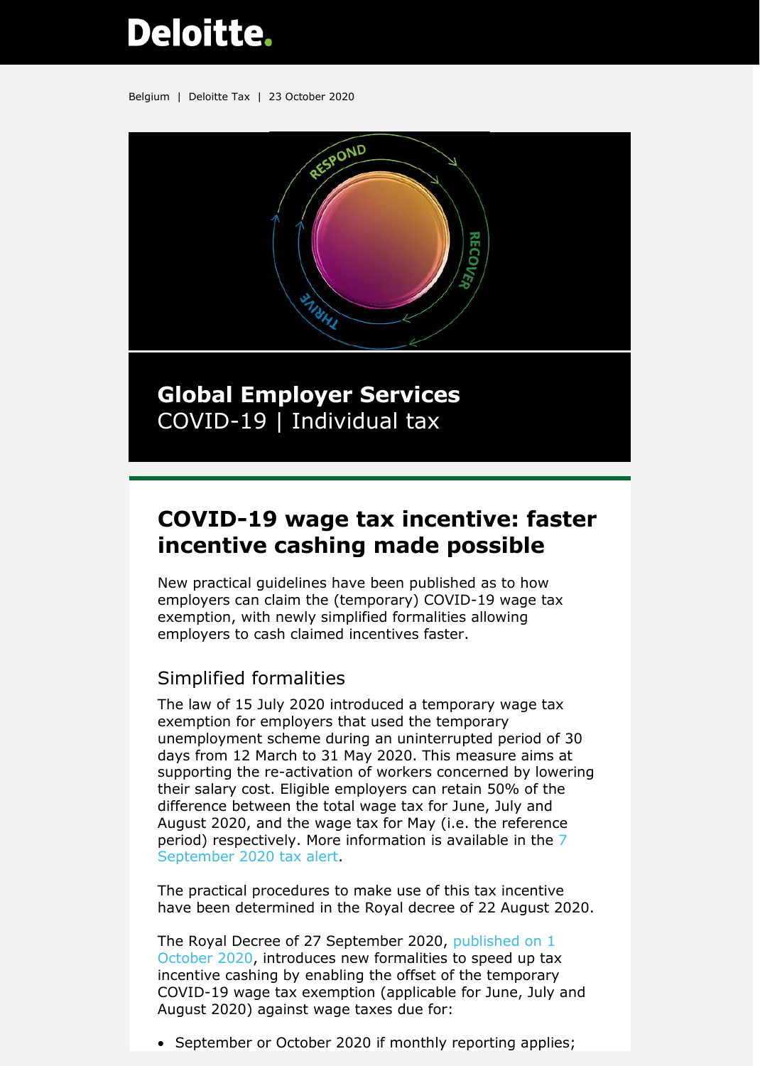Deloitte.

Belgium | Deloitte Tax | 23 October 2020

**Global Employer Services**
COVID-19 | Individual tax

# COVID-19 wage tax incentive: faster incentive cashing made possible

New practical guidelines have been published as to how employers can claim the (temporary) COVID-19 wage tax exemption, with newly simplified formalities allowing employers to cash claimed incentives faster.

## Simplified formalities

The law of 15 July 2020 introduced a temporary wage tax exemption for employers that used the temporary unemployment scheme during an uninterrupted period of 30 days from 12 March to 31 May 2020. This measure aims at supporting the re-activation of workers concerned by lowering their salary cost. Eligible employers can retain 50% of the difference between the total wage tax for June, July and August 2020, and the wage tax for May (i.e. the reference period) respectively. More information is available in the 7 September 2020 tax alert.

The practical procedures to make use of this tax incentive have been determined in the Royal decree of 22 August 2020.

The Royal Decree of 27 September 2020, published on 1 October 2020, introduces new formalities to speed up tax incentive cashing by enabling the offset of the temporary COVID-19 wage tax exemption (applicable for June, July and August 2020) against wage taxes due for:

- September or October 2020 if monthly reporting applies;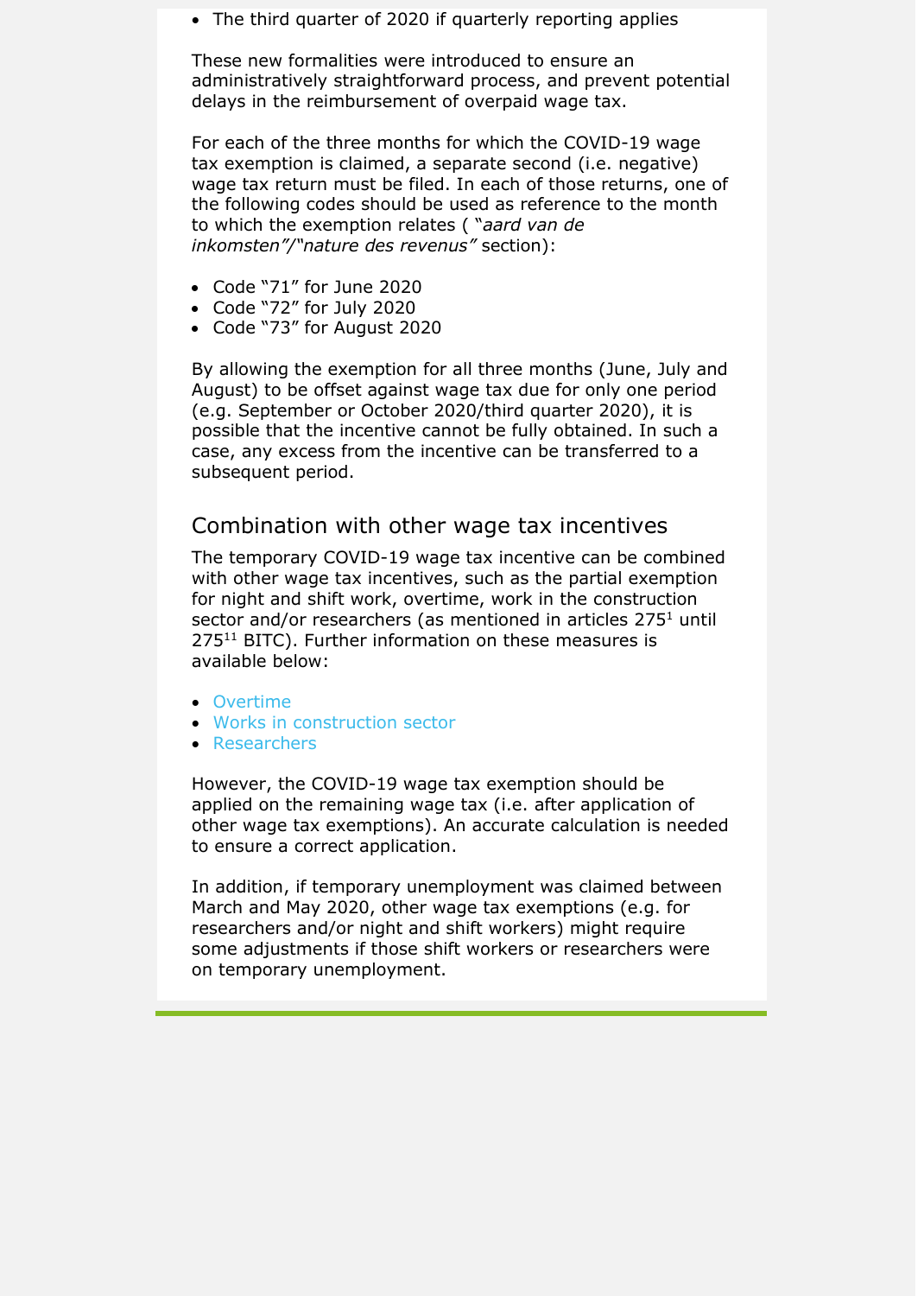- The third quarter of 2020 if quarterly reporting applies

These new formalities were introduced to ensure an administratively straightforward process, and prevent potential delays in the reimbursement of overpaid wage tax.

For each of the three months for which the COVID-19 wage tax exemption is claimed, a separate second (i.e. negative) wage tax return must be filed. In each of those returns, one of the following codes should be used as reference to the month to which the exemption relates ( *"aard van de inkomsten"/"nature des revenus"* section):

- Code "71" for June 2020
- Code "72" for July 2020
- Code "73" for August 2020

By allowing the exemption for all three months (June, July and August) to be offset against wage tax due for only one period (e.g. September or October 2020/third quarter 2020), it is possible that the incentive cannot be fully obtained. In such a case, any excess from the incentive can be transferred to a subsequent period.

## Combination with other wage tax incentives

The temporary COVID-19 wage tax incentive can be combined with other wage tax incentives, such as the partial exemption for night and shift work, overtime, work in the construction sector and/or researchers (as mentioned in articles 275[1] until 275[11] BITC). Further information on these measures is available below:

- Overtime
- Works in construction sector
- Researchers

However, the COVID-19 wage tax exemption should be applied on the remaining wage tax (i.e. after application of other wage tax exemptions). An accurate calculation is needed to ensure a correct application.

In addition, if temporary unemployment was claimed between March and May 2020, other wage tax exemptions (e.g. for researchers and/or night and shift workers) might require some adjustments if those shift workers or researchers were on temporary unemployment.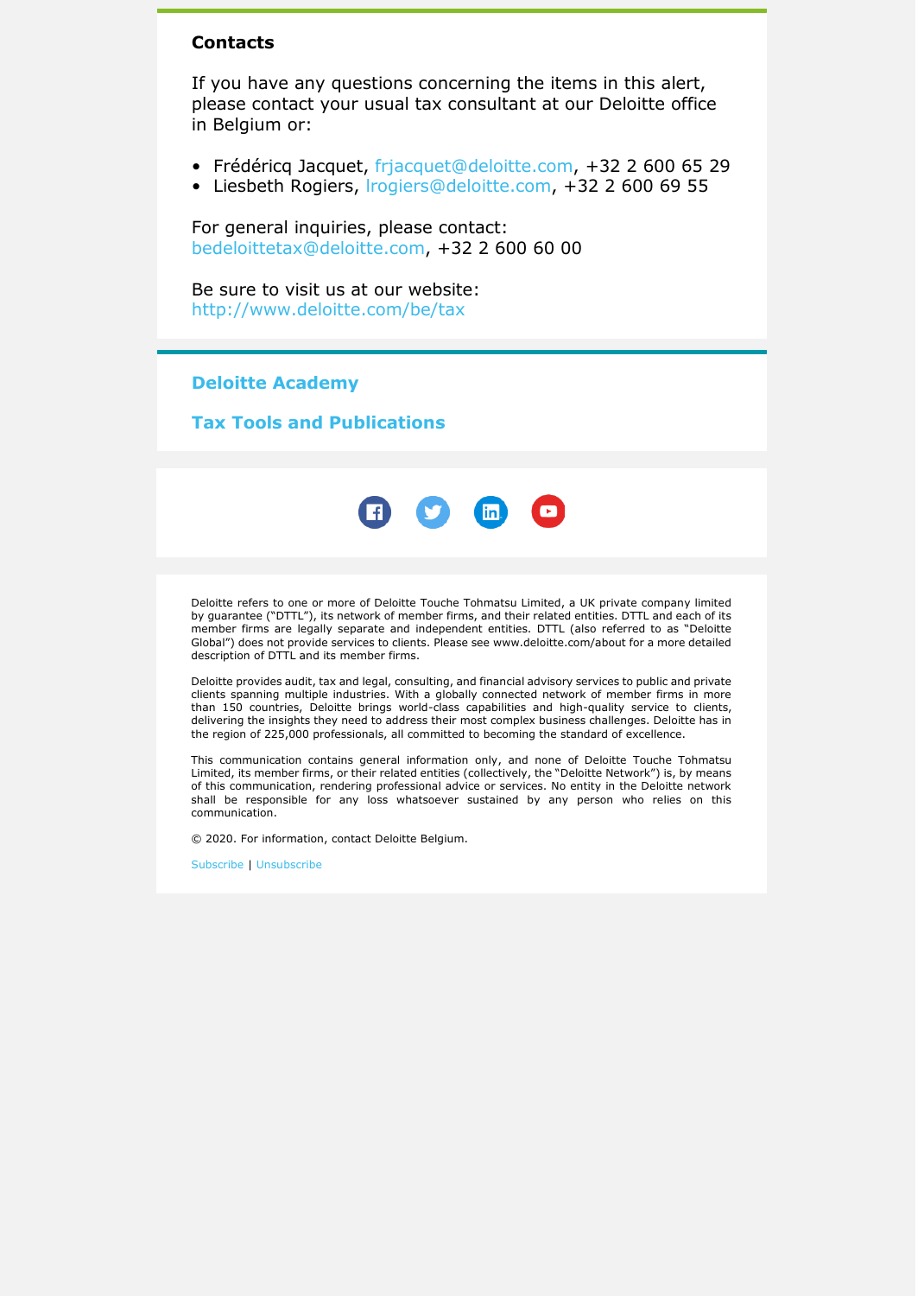## Contacts

If you have any questions concerning the items in this alert, please contact your usual tax consultant at our Deloitte office in Belgium or:

- Frédéricq Jacquet, frjacquet@deloitte.com, +32 2 600 65 29
- Liesbeth Rogiers, lrogiers@deloitte.com, +32 2 600 69 55

For general inquiries, please contact:
bedeloittetax@deloitte.com, +32 2 600 60 00

Be sure to visit us at our website:
http://www.deloitte.com/be/tax

## Deloitte Academy

## Tax Tools and Publications

Deloitte refers to one or more of Deloitte Touche Tohmatsu Limited, a UK private company limited by guarantee ("DTTL"), its network of member firms, and their related entities. DTTL and each of its member firms are legally separate and independent entities. DTTL (also referred to as "Deloitte Global") does not provide services to clients. Please see www.deloitte.com/about for a more detailed description of DTTL and its member firms.

Deloitte provides audit, tax and legal, consulting, and financial advisory services to public and private clients spanning multiple industries. With a globally connected network of member firms in more than 150 countries, Deloitte brings world-class capabilities and high-quality service to clients, delivering the insights they need to address their most complex business challenges. Deloitte has in the region of 225,000 professionals, all committed to becoming the standard of excellence.

This communication contains general information only, and none of Deloitte Touche Tohmatsu Limited, its member firms, or their related entities (collectively, the "Deloitte Network") is, by means of this communication, rendering professional advice or services. No entity in the Deloitte network shall be responsible for any loss whatsoever sustained by any person who relies on this communication.

© 2020. For information, contact Deloitte Belgium.

Subscribe | Unsubscribe